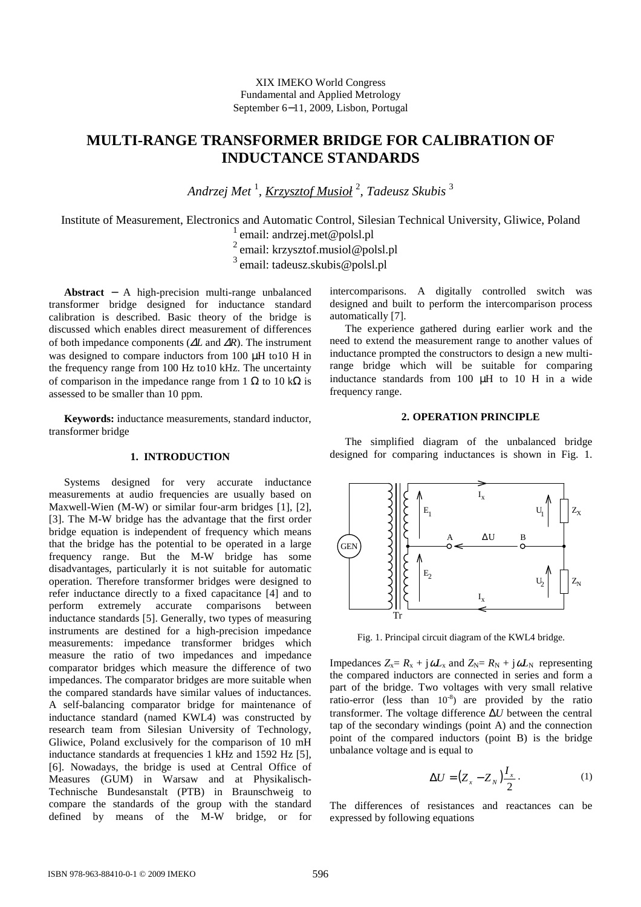XIX IMEKO World Congress
Fundamental and Applied Metrology
September 6−11, 2009, Lisbon, Portugal

# MULTI-RANGE TRANSFORMER BRIDGE FOR CALIBRATION OF INDUCTANCE STANDARDS

*Andrzej Met* [1], *Krzysztof Musioł* [2], *Tadeusz Skubis* [3]

Institute of Measurement, Electronics and Automatic Control, Silesian Technical University, Gliwice, Poland
[1] email: andrzej.met@polsl.pl
[2] email: krzysztof.musiol@polsl.pl
[3] email: tadeusz.skubis@polsl.pl

**Abstract** − A high-precision multi-range unbalanced transformer bridge designed for inductance standard calibration is described. Basic theory of the bridge is discussed which enables direct measurement of differences of both impedance components ($\Delta L$ and $\Delta R$). The instrument was designed to compare inductors from 100 μH to10 H in the frequency range from 100 Hz to10 kHz. The uncertainty of comparison in the impedance range from 1 Ω to 10 kΩ is assessed to be smaller than 10 ppm.

**Keywords:** inductance measurements, standard inductor, transformer bridge

## 1. INTRODUCTION

Systems designed for very accurate inductance measurements at audio frequencies are usually based on Maxwell-Wien (M-W) or similar four-arm bridges [1], [2], [3]. The M-W bridge has the advantage that the first order bridge equation is independent of frequency which means that the bridge has the potential to be operated in a large frequency range. But the M-W bridge has some disadvantages, particularly it is not suitable for automatic operation. Therefore transformer bridges were designed to refer inductance directly to a fixed capacitance [4] and to perform extremely accurate comparisons between inductance standards [5]. Generally, two types of measuring instruments are destined for a high-precision impedance measurements: impedance transformer bridges which measure the ratio of two impedances and impedance comparator bridges which measure the difference of two impedances. The comparator bridges are more suitable when the compared standards have similar values of inductances. A self-balancing comparator bridge for maintenance of inductance standard (named KWL4) was constructed by research team from Silesian University of Technology, Gliwice, Poland exclusively for the comparison of 10 mH inductance standards at frequencies 1 kHz and 1592 Hz [5], [6]. Nowadays, the bridge is used at Central Office of Measures (GUM) in Warsaw and at Physikalisch-Technische Bundesanstalt (PTB) in Braunschweig to compare the standards of the group with the standard defined by means of the M-W bridge, or for intercomparisons. A digitally controlled switch was designed and built to perform the intercomparison process automatically [7].

The experience gathered during earlier work and the need to extend the measurement range to another values of inductance prompted the constructors to design a new multi-range bridge which will be suitable for comparing inductance standards from 100 μH to 10 H in a wide frequency range.

## 2. OPERATION PRINCIPLE

The simplified diagram of the unbalanced bridge designed for comparing inductances is shown in Fig. 1.

Fig. 1. Principal circuit diagram of the KWL4 bridge.

Impedances $Z_x = R_x + j\omega L_x$ and $Z_N = R_N + j\omega L_N$ representing the compared inductors are connected in series and form a part of the bridge. Two voltages with very small relative ratio-error (less than $10^{-8}$) are provided by the ratio transformer. The voltage difference $\Delta U$ between the central tap of the secondary windings (point A) and the connection point of the compared inductors (point B) is the bridge unbalance voltage and is equal to

$$\Delta U = \left(Z_x - Z_N\right)\frac{I_x}{2}. \tag{1}$$

The differences of resistances and reactances can be expressed by following equations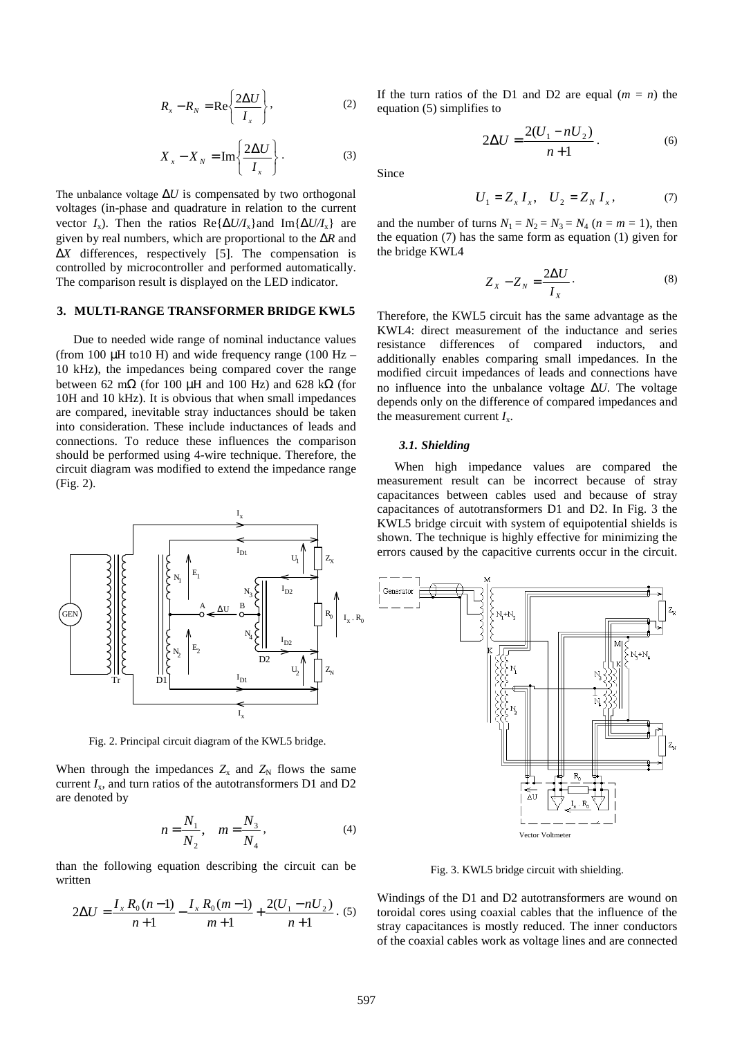$$R_x - R_N = \mathrm{Re}\left\{\frac{2\Delta U}{I_x}\right\}, \quad (2)$$

$$X_x - X_N = \mathrm{Im}\left\{\frac{2\Delta U}{I_x}\right\}. \quad (3)$$

The unbalance voltage $\Delta U$ is compensated by two orthogonal voltages (in-phase and quadrature in relation to the current vector $I_x$). Then the ratios $\mathrm{Re}\{\Delta U/I_x\}$ and $\mathrm{Im}\{\Delta U/I_x\}$ are given by real numbers, which are proportional to the $\Delta R$ and $\Delta X$ differences, respectively [5]. The compensation is controlled by microcontroller and performed automatically. The comparison result is displayed on the LED indicator.

## 3. MULTI-RANGE TRANSFORMER BRIDGE KWL5

Due to needed wide range of nominal inductance values (from 100 μH to10 H) and wide frequency range (100 Hz – 10 kHz), the impedances being compared cover the range between 62 mΩ (for 100 μH and 100 Hz) and 628 kΩ (for 10H and 10 kHz). It is obvious that when small impedances are compared, inevitable stray inductances should be taken into consideration. These include inductances of leads and connections. To reduce these influences the comparison should be performed using 4-wire technique. Therefore, the circuit diagram was modified to extend the impedance range (Fig. 2).

Fig. 2. Principal circuit diagram of the KWL5 bridge.

When through the impedances $Z_x$ and $Z_N$ flows the same current $I_x$, and turn ratios of the autotransformers D1 and D2 are denoted by

$$n = \frac{N_1}{N_2}, \quad m = \frac{N_3}{N_4}, \quad (4)$$

than the following equation describing the circuit can be written

$$2\Delta U = \frac{I_x R_0 (n-1)}{n+1} - \frac{I_x R_0 (m-1)}{m+1} + \frac{2(U_1 - nU_2)}{n+1}. \quad (5)$$

If the turn ratios of the D1 and D2 are equal ($m = n$) the equation (5) simplifies to

$$2\Delta U = \frac{2(U_1 - nU_2)}{n+1}. \quad (6)$$

Since

$$U_1 = Z_x I_x, \quad U_2 = Z_N I_x, \quad (7)$$

and the number of turns $N_1 = N_2 = N_3 = N_4$ ($n = m = 1$), then the equation (7) has the same form as equation (1) given for the bridge KWL4

$$Z_X - Z_N = \frac{2\Delta U}{I_X}. \quad (8)$$

Therefore, the KWL5 circuit has the same advantage as the KWL4: direct measurement of the inductance and series resistance differences of compared inductors, and additionally enables comparing small impedances. In the modified circuit impedances of leads and connections have no influence into the unbalance voltage $\Delta U$. The voltage depends only on the difference of compared impedances and the measurement current $I_x$.

### 3.1. Shielding

When high impedance values are compared the measurement result can be incorrect because of stray capacitances between cables used and because of stray capacitances of autotransformers D1 and D2. In Fig. 3 the KWL5 bridge circuit with system of equipotential shields is shown. The technique is highly effective for minimizing the errors caused by the capacitive currents occur in the circuit.

Fig. 3. KWL5 bridge circuit with shielding.

Windings of the D1 and D2 autotransformers are wound on toroidal cores using coaxial cables that the influence of the stray capacitances is mostly reduced. The inner conductors of the coaxial cables work as voltage lines and are connected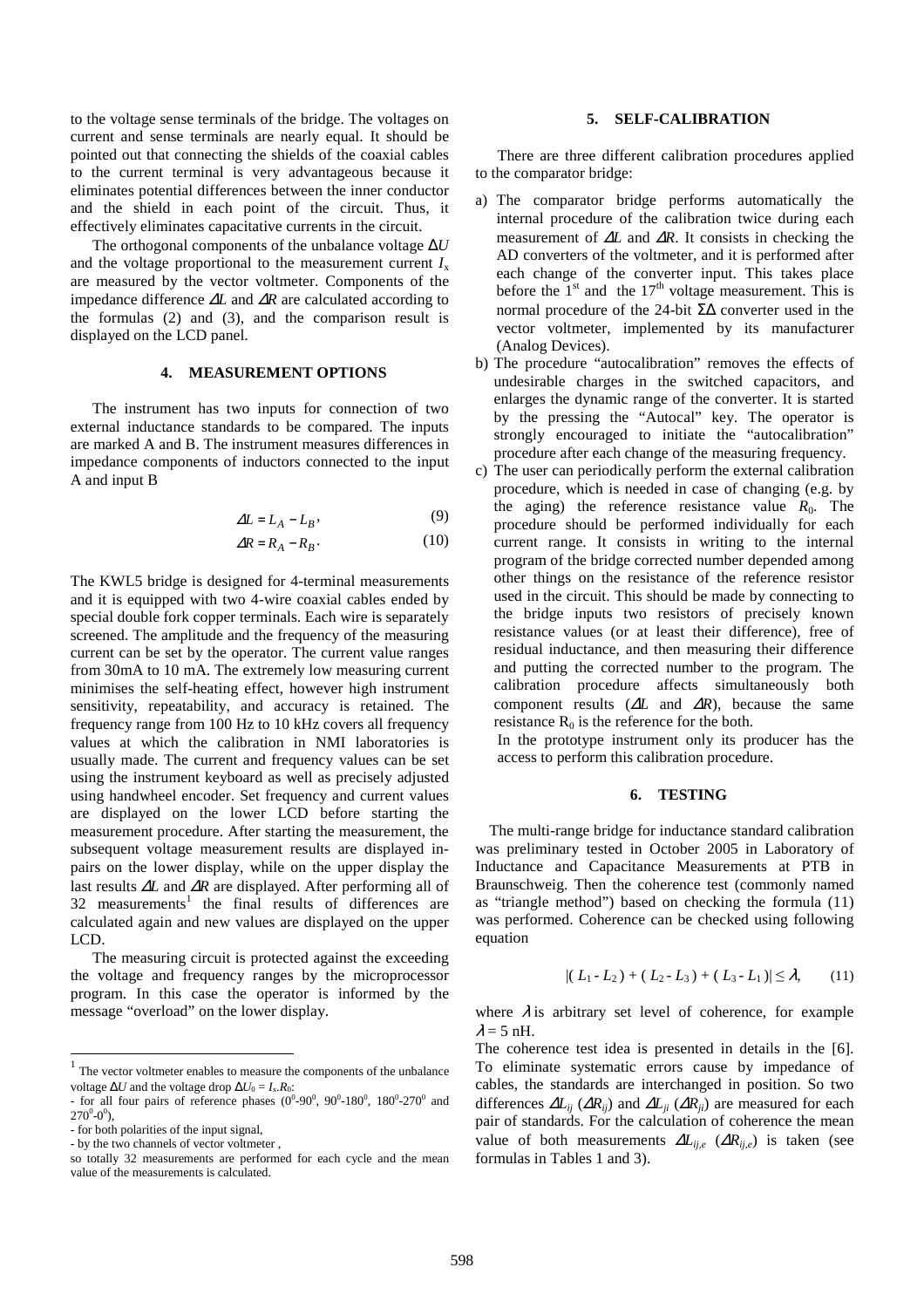to the voltage sense terminals of the bridge. The voltages on current and sense terminals are nearly equal. It should be pointed out that connecting the shields of the coaxial cables to the current terminal is very advantageous because it eliminates potential differences between the inner conductor and the shield in each point of the circuit. Thus, it effectively eliminates capacitive currents in the circuit.

The orthogonal components of the unbalance voltage $\Delta U$ and the voltage proportional to the measurement current $I_x$ are measured by the vector voltmeter. Components of the impedance difference $\Delta L$ and $\Delta R$ are calculated according to the formulas (2) and (3), and the comparison result is displayed on the LCD panel.

## 4. MEASUREMENT OPTIONS

The instrument has two inputs for connection of two external inductance standards to be compared. The inputs are marked A and B. The instrument measures differences in impedance components of inductors connected to the input A and input B

$$\Delta L = L_A - L_B, \tag{9}$$

$$\Delta R = R_A - R_B. \tag{10}$$

The KWL5 bridge is designed for 4-terminal measurements and it is equipped with two 4-wire coaxial cables ended by special double fork copper terminals. Each wire is separately screened. The amplitude and the frequency of the measuring current can be set by the operator. The current value ranges from 30mA to 10 mA. The extremely low measuring current minimises the self-heating effect, however high instrument sensitivity, repeatability, and accuracy is retained. The frequency range from 100 Hz to 10 kHz covers all frequency values at which the calibration in NMI laboratories is usually made. The current and frequency values can be set using the instrument keyboard as well as precisely adjusted using handwheel encoder. Set frequency and current values are displayed on the lower LCD before starting the measurement procedure. After starting the measurement, the subsequent voltage measurement results are displayed in-pairs on the lower display, while on the upper display the last results $\Delta L$ and $\Delta R$ are displayed. After performing all of 32 measurements[1] the final results of differences are calculated again and new values are displayed on the upper LCD.

The measuring circuit is protected against the exceeding the voltage and frequency ranges by the microprocessor program. In this case the operator is informed by the message "overload" on the lower display.

[1] The vector voltmeter enables to measure the components of the unbalance voltage $\Delta U$ and the voltage drop $\Delta U_0 = I_x.R_0$:
- for all four pairs of reference phases ($0^0$-$90^0$, $90^0$-$180^0$, $180^0$-$270^0$ and $270^0$-$0^0$),
- for both polarities of the input signal,
- by the two channels of vector voltmeter ,

so totally 32 measurements are performed for each cycle and the mean value of the measurements is calculated.

## 5. SELF-CALIBRATION

There are three different calibration procedures applied to the comparator bridge:

a) The comparator bridge performs automatically the internal procedure of the calibration twice during each measurement of $\Delta L$ and $\Delta R$. It consists in checking the AD converters of the voltmeter, and it is performed after each change of the converter input. This takes place before the 1st and the 17th voltage measurement. This is normal procedure of the 24-bit $\Sigma\Delta$ converter used in the vector voltmeter, implemented by its manufacturer (Analog Devices).
b) The procedure "autocalibration" removes the effects of undesirable charges in the switched capacitors, and enlarges the dynamic range of the converter. It is started by the pressing the "Autocal" key. The operator is strongly encouraged to initiate the "autocalibration" procedure after each change of the measuring frequency.
c) The user can periodically perform the external calibration procedure, which is needed in case of changing (e.g. by the aging) the reference resistance value $R_0$. The procedure should be performed individually for each current range. It consists in writing to the internal program of the bridge corrected number depended among other things on the resistance of the reference resistor used in the circuit. This should be made by connecting to the bridge inputs two resistors of precisely known resistance values (or at least their difference), free of residual inductance, and then measuring their difference and putting the corrected number to the program. The calibration procedure affects simultaneously both component results ($\Delta L$ and $\Delta R$), because the same resistance $R_0$ is the reference for the both.
In the prototype instrument only its producer has the access to perform this calibration procedure.

## 6. TESTING

The multi-range bridge for inductance standard calibration was preliminary tested in October 2005 in Laboratory of Inductance and Capacitance Measurements at PTB in Braunschweig. Then the coherence test (commonly named as "triangle method") based on checking the formula (11) was performed. Coherence can be checked using following equation

$$|(L_1 - L_2) + (L_2 - L_3) + (L_3 - L_1)| \le \lambda, \tag{11}$$

where $\lambda$ is arbitrary set level of coherence, for example $\lambda = 5$ nH.

The coherence test idea is presented in details in the [6]. To eliminate systematic errors cause by impedance of cables, the standards are interchanged in position. So two differences $\Delta L_{ij}$ ($\Delta R_{ij}$) and $\Delta L_{ji}$ ($\Delta R_{ji}$) are measured for each pair of standards. For the calculation of coherence the mean value of both measurements $\Delta L_{ij,e}$ ($\Delta R_{ij,e}$) is taken (see formulas in Tables 1 and 3).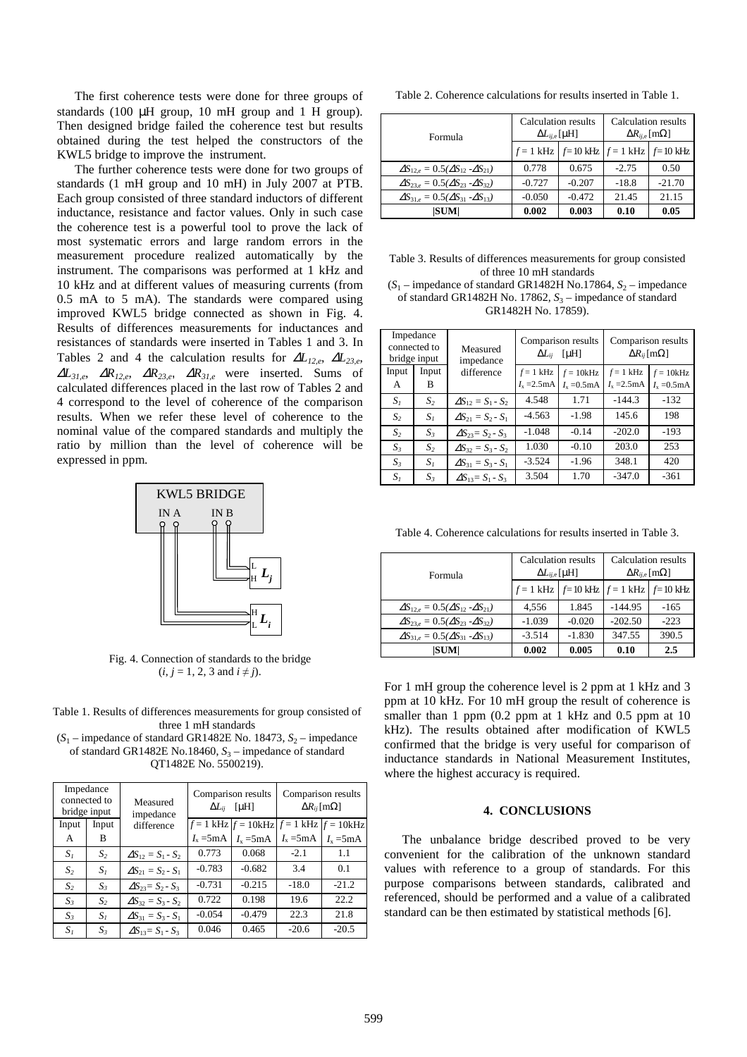The first coherence tests were done for three groups of standards (100 μH group, 10 mH group and 1 H group). Then designed bridge failed the coherence test but results obtained during the test helped the constructors of the KWL5 bridge to improve the instrument.

The further coherence tests were done for two groups of standards (1 mH group and 10 mH) in July 2007 at PTB. Each group consisted of three standard inductors of different inductance, resistance and factor values. Only in such case the coherence test is a powerful tool to prove the lack of most systematic errors and large random errors in the measurement procedure realized automatically by the instrument. The comparisons was performed at 1 kHz and 10 kHz and at different values of measuring currents (from 0.5 mA to 5 mA). The standards were compared using improved KWL5 bridge connected as shown in Fig. 4. Results of differences measurements for inductances and resistances of standards were inserted in Tables 1 and 3. In Tables 2 and 4 the calculation results for $\Delta L_{12,e}$, $\Delta L_{23,e}$, $\Delta L_{31,e}$, $\Delta R_{12,e}$, $\Delta R_{23,e}$, $\Delta R_{31,e}$ were inserted. Sums of calculated differences placed in the last row of Tables 2 and 4 correspond to the level of coherence of the comparison results. When we refer these level of coherence to the nominal value of the compared standards and multiply the ratio by million than the level of coherence will be expressed in ppm.

Fig. 4. Connection of standards to the bridge ($i, j$ = 1, 2, 3 and $i \neq j$).

Table 1. Results of differences measurements for group consisted of three 1 mH standards
($S_1$ – impedance of standard GR1482E No. 18473, $S_2$ – impedance of standard GR1482E No.18460, $S_3$ – impedance of standard QT1482E No. 5500219).

| Impedance connected to bridge input | | Measured impedance difference | Comparison results $\Delta L_{ij}$ [μH] | | Comparison results $\Delta R_{ij}$ [mΩ] | |
|---|---|---|---|---|---|---|
| Input A | Input B | | $f$ = 1 kHz $I_x$ =5mA | $f$ = 10kHz $I_x$ =5mA | $f$ = 1 kHz $I_x$ =5mA | $f$ = 10kHz $I_x$ =5mA |
| $S_1$ | $S_2$ | $\Delta S_{12} = S_1 - S_2$ | 0.773 | 0.068 | -2.1 | 1.1 |
| $S_2$ | $S_1$ | $\Delta S_{21} = S_2 - S_1$ | -0.783 | -0.682 | 3.4 | 0.1 |
| $S_2$ | $S_3$ | $\Delta S_{23} = S_2 - S_3$ | -0.731 | -0.215 | -18.0 | -21.2 |
| $S_3$ | $S_2$ | $\Delta S_{32} = S_3 - S_2$ | 0.722 | 0.198 | 19.6 | 22.2 |
| $S_3$ | $S_1$ | $\Delta S_{31} = S_3 - S_1$ | -0.054 | -0.479 | 22.3 | 21.8 |
| $S_1$ | $S_3$ | $\Delta S_{13} = S_1 - S_3$ | 0.046 | 0.465 | -20.6 | -20.5 |

Table 2. Coherence calculations for results inserted in Table 1.

| Formula | Calculation results $\Delta L_{ij,e}$ [μH] | | Calculation results $\Delta R_{ij,e}$ [mΩ] | |
|---|---|---|---|---|
| | $f$ = 1 kHz | $f$ = 10 kHz | $f$ = 1 kHz | $f$ = 10 kHz |
| $\Delta S_{12,e} = 0.5(\Delta S_{12} - \Delta S_{21})$ | 0.778 | 0.675 | -2.75 | 0.50 |
| $\Delta S_{23,e} = 0.5(\Delta S_{23} - \Delta S_{32})$ | -0.727 | -0.207 | -18.8 | -21.70 |
| $\Delta S_{31,e} = 0.5(\Delta S_{31} - \Delta S_{13})$ | -0.050 | -0.472 | 21.45 | 21.15 |
| **\|SUM\|** | **0.002** | **0.003** | **0.10** | **0.05** |

Table 3. Results of differences measurements for group consisted of three 10 mH standards
($S_1$ – impedance of standard GR1482H No.17864, $S_2$ – impedance of standard GR1482H No. 17862, $S_3$ – impedance of standard GR1482H No. 17859).

| Impedance connected to bridge input | | Measured impedance difference | Comparison results $\Delta L_{ij}$ [μH] | | Comparison results $\Delta R_{ij}$ [mΩ] | |
|---|---|---|---|---|---|---|
| Input A | Input B | | $f$ = 1 kHz $I_x$ =2.5mA | $f$ = 10kHz $I_x$ =0.5mA | $f$ = 1 kHz $I_x$ =2.5mA | $f$ = 10kHz $I_x$ =0.5mA |
| $S_1$ | $S_2$ | $\Delta S_{12} = S_1 - S_2$ | 4.548 | 1.71 | -144.3 | -132 |
| $S_2$ | $S_1$ | $\Delta S_{21} = S_2 - S_1$ | -4.563 | -1.98 | 145.6 | 198 |
| $S_2$ | $S_3$ | $\Delta S_{23} = S_2 - S_3$ | -1.048 | -0.14 | -202.0 | -193 |
| $S_3$ | $S_2$ | $\Delta S_{32} = S_3 - S_2$ | 1.030 | -0.10 | 203.0 | 253 |
| $S_3$ | $S_1$ | $\Delta S_{31} = S_3 - S_1$ | -3.524 | -1.96 | 348.1 | 420 |
| $S_1$ | $S_3$ | $\Delta S_{13} = S_1 - S_3$ | 3.504 | 1.70 | -347.0 | -361 |

Table 4. Coherence calculations for results inserted in Table 3.

| Formula | Calculation results $\Delta L_{ij,e}$ [μH] | | Calculation results $\Delta R_{ij,e}$ [mΩ] | |
|---|---|---|---|---|
| | $f$ = 1 kHz | $f$ = 10 kHz | $f$ = 1 kHz | $f$ = 10 kHz |
| $\Delta S_{12,e} = 0.5(\Delta S_{12} - \Delta S_{21})$ | 4,556 | 1.845 | -144.95 | -165 |
| $\Delta S_{23,e} = 0.5(\Delta S_{23} - \Delta S_{32})$ | -1.039 | -0.020 | -202.50 | -223 |
| $\Delta S_{31,e} = 0.5(\Delta S_{31} - \Delta S_{13})$ | -3.514 | -1.830 | 347.55 | 390.5 |
| **\|SUM\|** | **0.002** | **0.005** | **0.10** | **2.5** |

For 1 mH group the coherence level is 2 ppm at 1 kHz and 3 ppm at 10 kHz. For 10 mH group the result of coherence is smaller than 1 ppm (0.2 ppm at 1 kHz and 0.5 ppm at 10 kHz). The results obtained after modification of KWL5 confirmed that the bridge is very useful for comparison of inductance standards in National Measurement Institutes, where the highest accuracy is required.

## 4. CONCLUSIONS

The unbalance bridge described proved to be very convenient for the calibration of the unknown standard values with reference to a group of standards. For this purpose comparisons between standards, calibrated and referenced, should be performed and a value of a calibrated standard can be then estimated by statistical methods [6].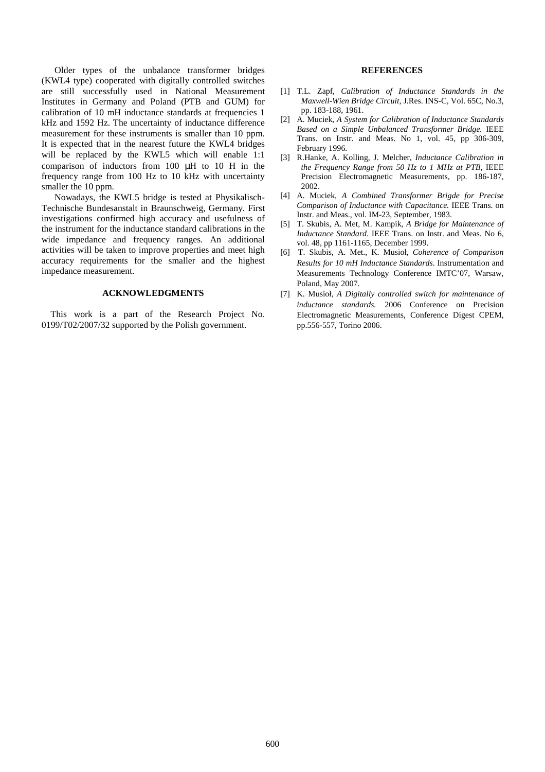Older types of the unbalance transformer bridges (KWL4 type) cooperated with digitally controlled switches are still successfully used in National Measurement Institutes in Germany and Poland (PTB and GUM) for calibration of 10 mH inductance standards at frequencies 1 kHz and 1592 Hz. The uncertainty of inductance difference measurement for these instruments is smaller than 10 ppm. It is expected that in the nearest future the KWL4 bridges will be replaced by the KWL5 which will enable 1:1 comparison of inductors from 100 μH to 10 H in the frequency range from 100 Hz to 10 kHz with uncertainty smaller the 10 ppm.

Nowadays, the KWL5 bridge is tested at Physikalisch-Technische Bundesanstalt in Braunschweig, Germany. First investigations confirmed high accuracy and usefulness of the instrument for the inductance standard calibrations in the wide impedance and frequency ranges. An additional activities will be taken to improve properties and meet high accuracy requirements for the smaller and the highest impedance measurement.

## ACKNOWLEDGMENTS

This work is a part of the Research Project No. 0199/T02/2007/32 supported by the Polish government.

## REFERENCES

[1] T.L. Zapf, *Calibration of Inductance Standards in the Maxwell-Wien Bridge Circuit*, J.Res. INS-C, Vol. 65C, No.3, pp. 183-188, 1961.

[2] A. Muciek, *A System for Calibration of Inductance Standards Based on a Simple Unbalanced Transformer Bridge.* IEEE Trans. on Instr. and Meas. No 1, vol. 45, pp 306-309, February 1996.

[3] R.Hanke, A. Kolling, J. Melcher, *Inductance Calibration in the Frequency Range from 50 Hz to 1 MHz at PTB*, IEEE Precision Electromagnetic Measurements, pp. 186-187, 2002.

[4] A. Muciek, *A Combined Transformer Brigde for Precise Comparison of Inductance with Capacitance.* IEEE Trans. on Instr. and Meas., vol. IM-23, September, 1983.

[5] T. Skubis, A. Met, M. Kampik, *A Bridge for Maintenance of Inductance Standard*. IEEE Trans. on Instr. and Meas. No 6, vol. 48, pp 1161-1165, December 1999.

[6] T. Skubis, A. Met., K. Musioł, *Coherence of Comparison Results for 10 mH Inductance Standards*. Instrumentation and Measurements Technology Conference IMTC'07, Warsaw, Poland, May 2007.

[7] K. Musioł, *A Digitally controlled switch for maintenance of inductance standards.* 2006 Conference on Precision Electromagnetic Measurements, Conference Digest CPEM, pp.556-557, Torino 2006.